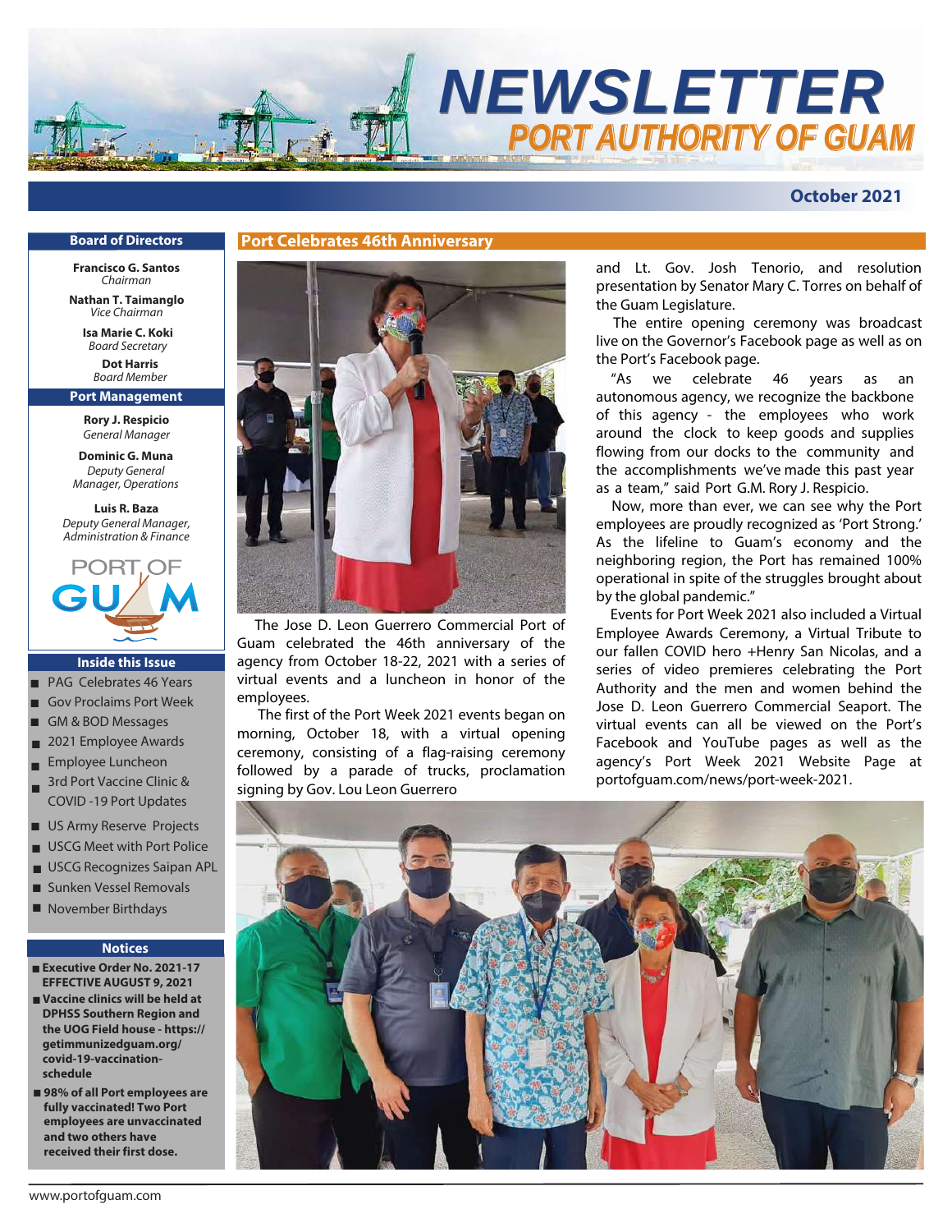# NEWSLETTER

## PORT AUTHORITY OF GUAM

**October 2021**

### Board of Directors

**Francisco G. Santos**
*Chairman*

**Nathan T. Taimanglo**
*Vice Chairman*

**Isa Marie C. Koki**
*Board Secretary*

**Dot Harris**
*Board Member*

### Port Management

**Rory J. Respicio**
*General Manager*

**Dominic G. Muna**
*Deputy General Manager, Operations*

**Luis R. Baza**
*Deputy General Manager, Administration & Finance*

### Inside this Issue

- PAG Celebrates 46 Years
- Gov Proclaims Port Week
- GM & BOD Messages
- 2021 Employee Awards
- Employee Luncheon
- 3rd Port Vaccine Clinic & COVID -19 Port Updates
- US Army Reserve Projects
- USCG Meet with Port Police
- USCG Recognizes Saipan APL
- Sunken Vessel Removals
- November Birthdays

### Notices

- **Executive Order No. 2021-17 EFFECTIVE AUGUST 9, 2021**
- **Vaccine clinics will be held at DPHSS Southern Region and the UOG Field house - https://getimmunizedguam.org/covid-19-vaccination-schedule**
- **98% of all Port employees are fully vaccinated! Two Port employees are unvaccinated and two others have received their first dose.**

## Port Celebrates 46th Anniversary

The Jose D. Leon Guerrero Commercial Port of Guam celebrated the 46th anniversary of the agency from October 18-22, 2021 with a series of virtual events and a luncheon in honor of the employees.

The first of the Port Week 2021 events began on morning, October 18, with a virtual opening ceremony, consisting of a flag-raising ceremony followed by a parade of trucks, proclamation signing by Gov. Lou Leon Guerrero and Lt. Gov. Josh Tenorio, and resolution presentation by Senator Mary C. Torres on behalf of the Guam Legislature.

The entire opening ceremony was broadcast live on the Governor's Facebook page as well as on the Port's Facebook page.

"As we celebrate 46 years as an autonomous agency, we recognize the backbone of this agency - the employees who work around the clock to keep goods and supplies flowing from our docks to the community and the accomplishments we've made this past year as a team," said Port G.M. Rory J. Respicio.

Now, more than ever, we can see why the Port employees are proudly recognized as 'Port Strong.' As the lifeline to Guam's economy and the neighboring region, the Port has remained 100% operational in spite of the struggles brought about by the global pandemic."

Events for Port Week 2021 also included a Virtual Employee Awards Ceremony, a Virtual Tribute to our fallen COVID hero +Henry San Nicolas, and a series of video premieres celebrating the Port Authority and the men and women behind the Jose D. Leon Guerrero Commercial Seaport. The virtual events can all be viewed on the Port's Facebook and YouTube pages as well as the agency's Port Week 2021 Website Page at portofguam.com/news/port-week-2021.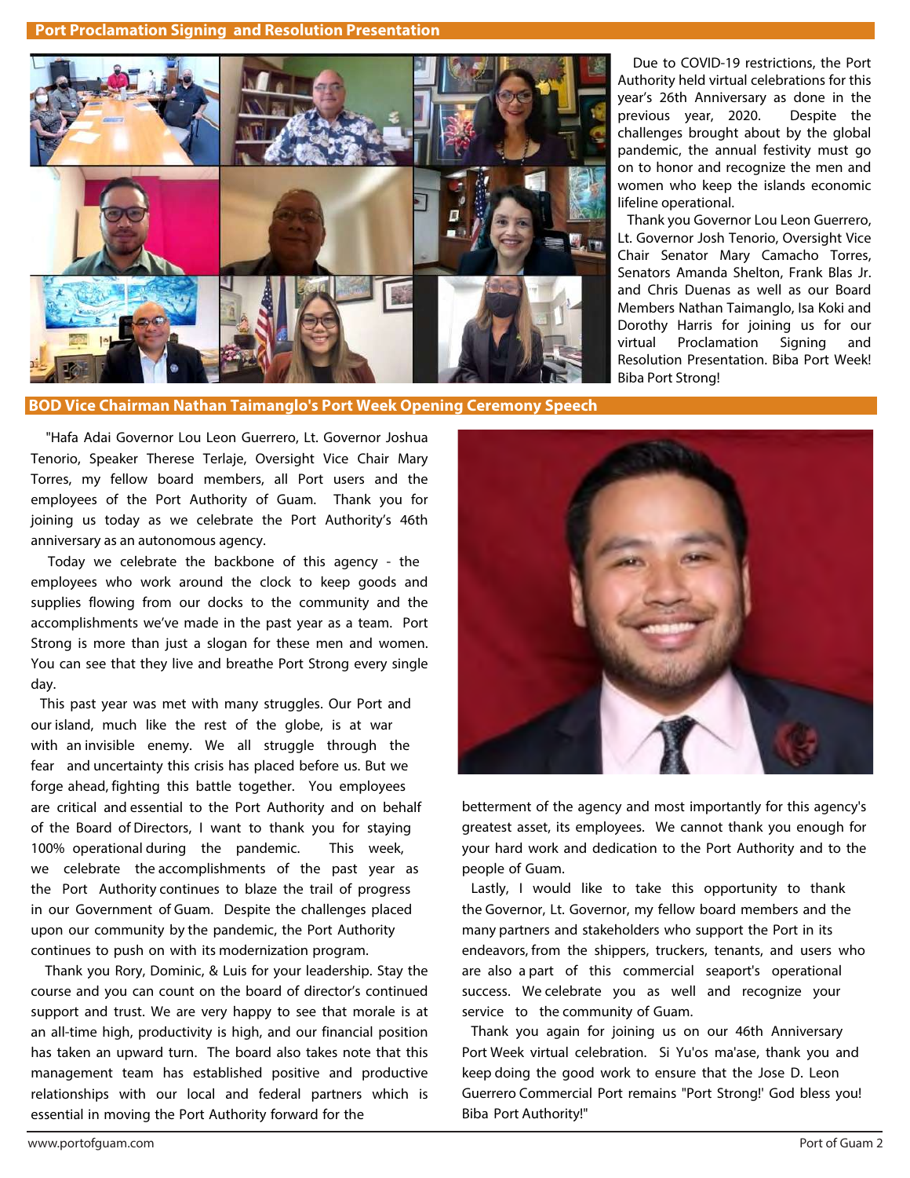## Port Proclamation Signing and Resolution Presentation

Due to COVID-19 restrictions, the Port Authority held virtual celebrations for this year's 26th Anniversary as done in the previous year, 2020. Despite the challenges brought about by the global pandemic, the annual festivity must go on to honor and recognize the men and women who keep the islands economic lifeline operational.

Thank you Governor Lou Leon Guerrero, Lt. Governor Josh Tenorio, Oversight Vice Chair Senator Mary Camacho Torres, Senators Amanda Shelton, Frank Blas Jr. and Chris Duenas as well as our Board Members Nathan Taimanglo, Isa Koki and Dorothy Harris for joining us for our virtual Proclamation Signing and Resolution Presentation. Biba Port Week! Biba Port Strong!

## BOD Vice Chairman Nathan Taimanglo's Port Week Opening Ceremony Speech

"Hafa Adai Governor Lou Leon Guerrero, Lt. Governor Joshua Tenorio, Speaker Therese Terlaje, Oversight Vice Chair Mary Torres, my fellow board members, all Port users and the employees of the Port Authority of Guam. Thank you for joining us today as we celebrate the Port Authority's 46th anniversary as an autonomous agency.

Today we celebrate the backbone of this agency - the employees who work around the clock to keep goods and supplies flowing from our docks to the community and the accomplishments we've made in the past year as a team. Port Strong is more than just a slogan for these men and women. You can see that they live and breathe Port Strong every single day.

This past year was met with many struggles. Our Port and our island, much like the rest of the globe, is at war with an invisible enemy. We all struggle through the fear and uncertainty this crisis has placed before us. But we forge ahead, fighting this battle together. You employees are critical and essential to the Port Authority and on behalf of the Board of Directors, I want to thank you for staying 100% operational during the pandemic. This week, we celebrate the accomplishments of the past year as the Port Authority continues to blaze the trail of progress in our Government of Guam. Despite the challenges placed upon our community by the pandemic, the Port Authority continues to push on with its modernization program.

Thank you Rory, Dominic, & Luis for your leadership. Stay the course and you can count on the board of director's continued support and trust. We are very happy to see that morale is at an all-time high, productivity is high, and our financial position has taken an upward turn. The board also takes note that this management team has established positive and productive relationships with our local and federal partners which is essential in moving the Port Authority forward for the betterment of the agency and most importantly for this agency's greatest asset, its employees. We cannot thank you enough for your hard work and dedication to the Port Authority and to the people of Guam.

Lastly, I would like to take this opportunity to thank the Governor, Lt. Governor, my fellow board members and the many partners and stakeholders who support the Port in its endeavors, from the shippers, truckers, tenants, and users who are also a part of this commercial seaport's operational success. We celebrate you as well and recognize your service to the community of Guam.

Thank you again for joining us on our 46th Anniversary Port Week virtual celebration. Si Yu'os ma'ase, thank you and keep doing the good work to ensure that the Jose D. Leon Guerrero Commercial Port remains "Port Strong!' God bless you! Biba Port Authority!"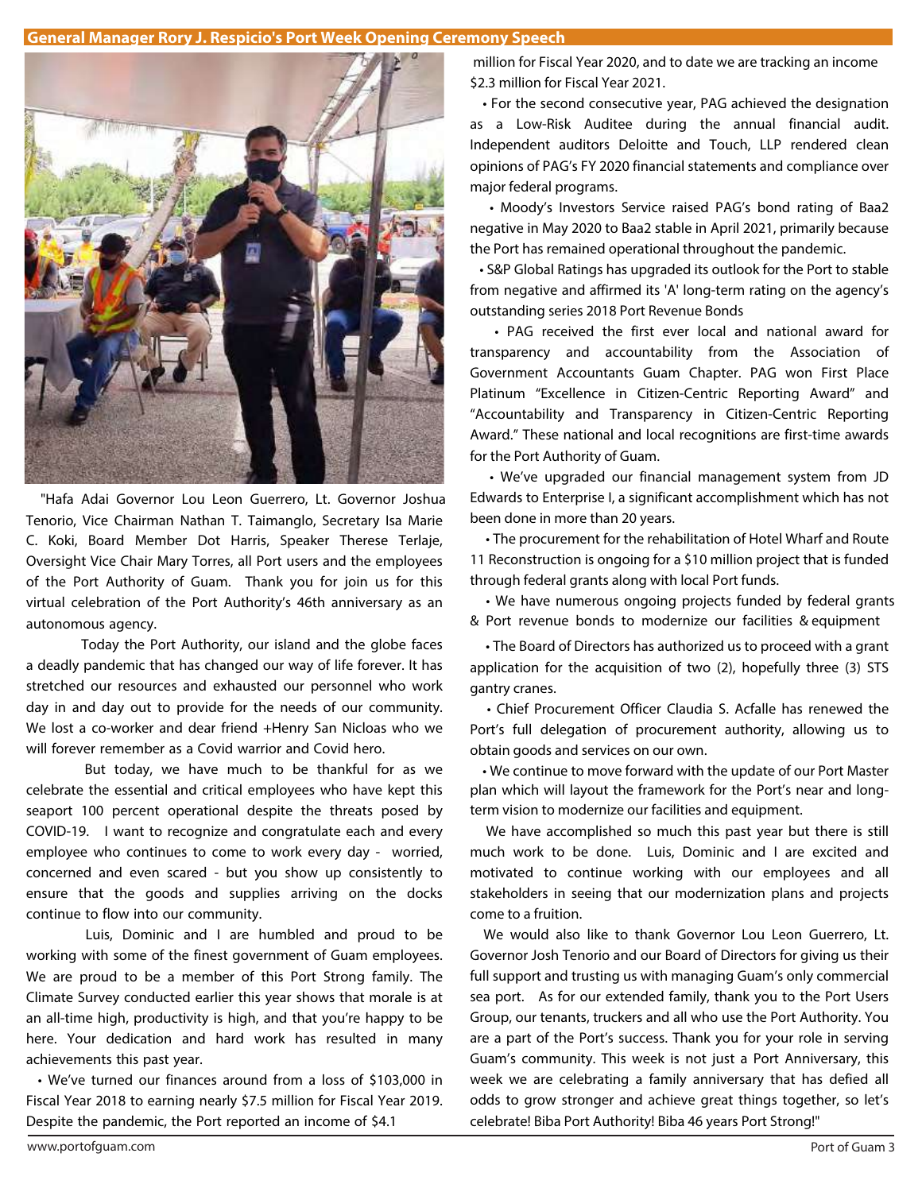## General Manager Rory J. Respicio's Port Week Opening Ceremony Speech

"Hafa Adai Governor Lou Leon Guerrero, Lt. Governor Joshua Tenorio, Vice Chairman Nathan T. Taimanglo, Secretary Isa Marie C. Koki, Board Member Dot Harris, Speaker Therese Terlaje, Oversight Vice Chair Mary Torres, all Port users and the employees of the Port Authority of Guam. Thank you for join us for this virtual celebration of the Port Authority's 46th anniversary as an autonomous agency.

Today the Port Authority, our island and the globe faces a deadly pandemic that has changed our way of life forever. It has stretched our resources and exhausted our personnel who work day in and day out to provide for the needs of our community. We lost a co-worker and dear friend +Henry San Nicloas who we will forever remember as a Covid warrior and Covid hero.

But today, we have much to be thankful for as we celebrate the essential and critical employees who have kept this seaport 100 percent operational despite the threats posed by COVID-19. I want to recognize and congratulate each and every employee who continues to come to work every day - worried, concerned and even scared - but you show up consistently to ensure that the goods and supplies arriving on the docks continue to flow into our community.

Luis, Dominic and I are humbled and proud to be working with some of the finest government of Guam employees. We are proud to be a member of this Port Strong family. The Climate Survey conducted earlier this year shows that morale is at an all-time high, productivity is high, and that you're happy to be here. Your dedication and hard work has resulted in many achievements this past year.

- We've turned our finances around from a loss of $103,000 in Fiscal Year 2018 to earning nearly $7.5 million for Fiscal Year 2019. Despite the pandemic, the Port reported an income of $4.1 million for Fiscal Year 2020, and to date we are tracking an income $2.3 million for Fiscal Year 2021.
- For the second consecutive year, PAG achieved the designation as a Low-Risk Auditee during the annual financial audit. Independent auditors Deloitte and Touch, LLP rendered clean opinions of PAG's FY 2020 financial statements and compliance over major federal programs.
- Moody's Investors Service raised PAG's bond rating of Baa2 negative in May 2020 to Baa2 stable in April 2021, primarily because the Port has remained operational throughout the pandemic.
- S&P Global Ratings has upgraded its outlook for the Port to stable from negative and affirmed its 'A' long-term rating on the agency's outstanding series 2018 Port Revenue Bonds
- PAG received the first ever local and national award for transparency and accountability from the Association of Government Accountants Guam Chapter. PAG won First Place Platinum "Excellence in Citizen-Centric Reporting Award" and "Accountability and Transparency in Citizen-Centric Reporting Award." These national and local recognitions are first-time awards for the Port Authority of Guam.
- We've upgraded our financial management system from JD Edwards to Enterprise I, a significant accomplishment which has not been done in more than 20 years.
- The procurement for the rehabilitation of Hotel Wharf and Route 11 Reconstruction is ongoing for a $10 million project that is funded through federal grants along with local Port funds.
- We have numerous ongoing projects funded by federal grants & Port revenue bonds to modernize our facilities & equipment
- The Board of Directors has authorized us to proceed with a grant application for the acquisition of two (2), hopefully three (3) STS gantry cranes.
- Chief Procurement Officer Claudia S. Acfalle has renewed the Port's full delegation of procurement authority, allowing us to obtain goods and services on our own.
- We continue to move forward with the update of our Port Master plan which will layout the framework for the Port's near and long-term vision to modernize our facilities and equipment.

We have accomplished so much this past year but there is still much work to be done. Luis, Dominic and I are excited and motivated to continue working with our employees and all stakeholders in seeing that our modernization plans and projects come to a fruition.

We would also like to thank Governor Lou Leon Guerrero, Lt. Governor Josh Tenorio and our Board of Directors for giving us their full support and trusting us with managing Guam's only commercial sea port. As for our extended family, thank you to the Port Users Group, our tenants, truckers and all who use the Port Authority. You are a part of the Port's success. Thank you for your role in serving Guam's community. This week is not just a Port Anniversary, this week we are celebrating a family anniversary that has defied all odds to grow stronger and achieve great things together, so let's celebrate! Biba Port Authority! Biba 46 years Port Strong!"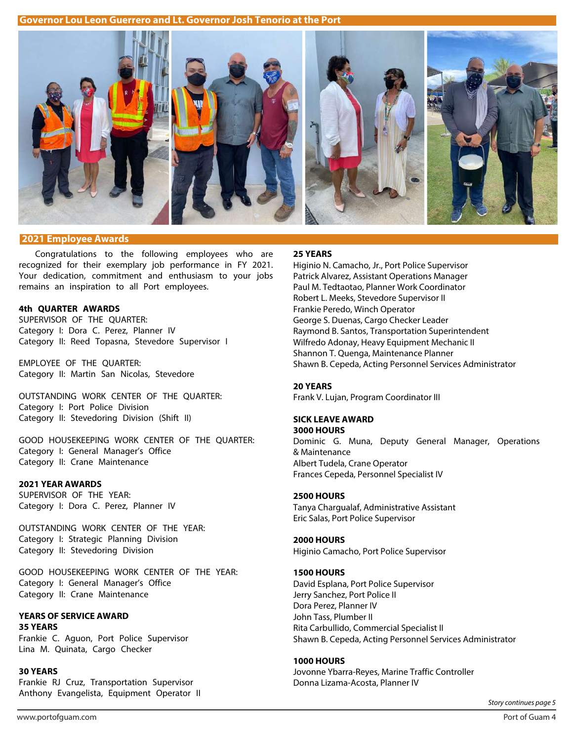## Governor Lou Leon Guerrero and Lt. Governor Josh Tenorio at the Port

## 2021 Employee Awards

Congratulations to the following employees who are recognized for their exemplary job performance in FY 2021. Your dedication, commitment and enthusiasm to your jobs remains an inspiration to all Port employees.

**4th QUARTER AWARDS**

SUPERVISOR OF THE QUARTER:
Category I: Dora C. Perez, Planner IV
Category II: Reed Topasna, Stevedore Supervisor I

EMPLOYEE OF THE QUARTER:
Category II: Martin San Nicolas, Stevedore

OUTSTANDING WORK CENTER OF THE QUARTER:
Category I: Port Police Division
Category II: Stevedoring Division (Shift II)

GOOD HOUSEKEEPING WORK CENTER OF THE QUARTER:
Category I: General Manager's Office
Category II: Crane Maintenance

**2021 YEAR AWARDS**

SUPERVISOR OF THE YEAR:
Category I: Dora C. Perez, Planner IV

OUTSTANDING WORK CENTER OF THE YEAR:
Category I: Strategic Planning Division
Category II: Stevedoring Division

GOOD HOUSEKEEPING WORK CENTER OF THE YEAR:
Category I: General Manager's Office
Category II: Crane Maintenance

**YEARS OF SERVICE AWARD**

**35 YEARS**
Frankie C. Aguon, Port Police Supervisor
Lina M. Quinata, Cargo Checker

**30 YEARS**
Frankie RJ Cruz, Transportation Supervisor
Anthony Evangelista, Equipment Operator II

**25 YEARS**
Higinio N. Camacho, Jr., Port Police Supervisor
Patrick Alvarez, Assistant Operations Manager
Paul M. Tedtaotao, Planner Work Coordinator
Robert L. Meeks, Stevedore Supervisor II
Frankie Peredo, Winch Operator
George S. Duenas, Cargo Checker Leader
Raymond B. Santos, Transportation Superintendent
Wilfredo Adonay, Heavy Equipment Mechanic II
Shannon T. Quenga, Maintenance Planner
Shawn B. Cepeda, Acting Personnel Services Administrator

**20 YEARS**
Frank V. Lujan, Program Coordinator III

**SICK LEAVE AWARD**

**3000 HOURS**
Dominic G. Muna, Deputy General Manager, Operations & Maintenance
Albert Tudela, Crane Operator
Frances Cepeda, Personnel Specialist IV

**2500 HOURS**
Tanya Chargualaf, Administrative Assistant
Eric Salas, Port Police Supervisor

**2000 HOURS**
Higinio Camacho, Port Police Supervisor

**1500 HOURS**
David Esplana, Port Police Supervisor
Jerry Sanchez, Port Police II
Dora Perez, Planner IV
John Tass, Plumber II
Rita Carbullido, Commercial Specialist II
Shawn B. Cepeda, Acting Personnel Services Administrator

**1000 HOURS**
Jovonne Ybarra-Reyes, Marine Traffic Controller
Donna Lizama-Acosta, Planner IV

*Story continues page 5*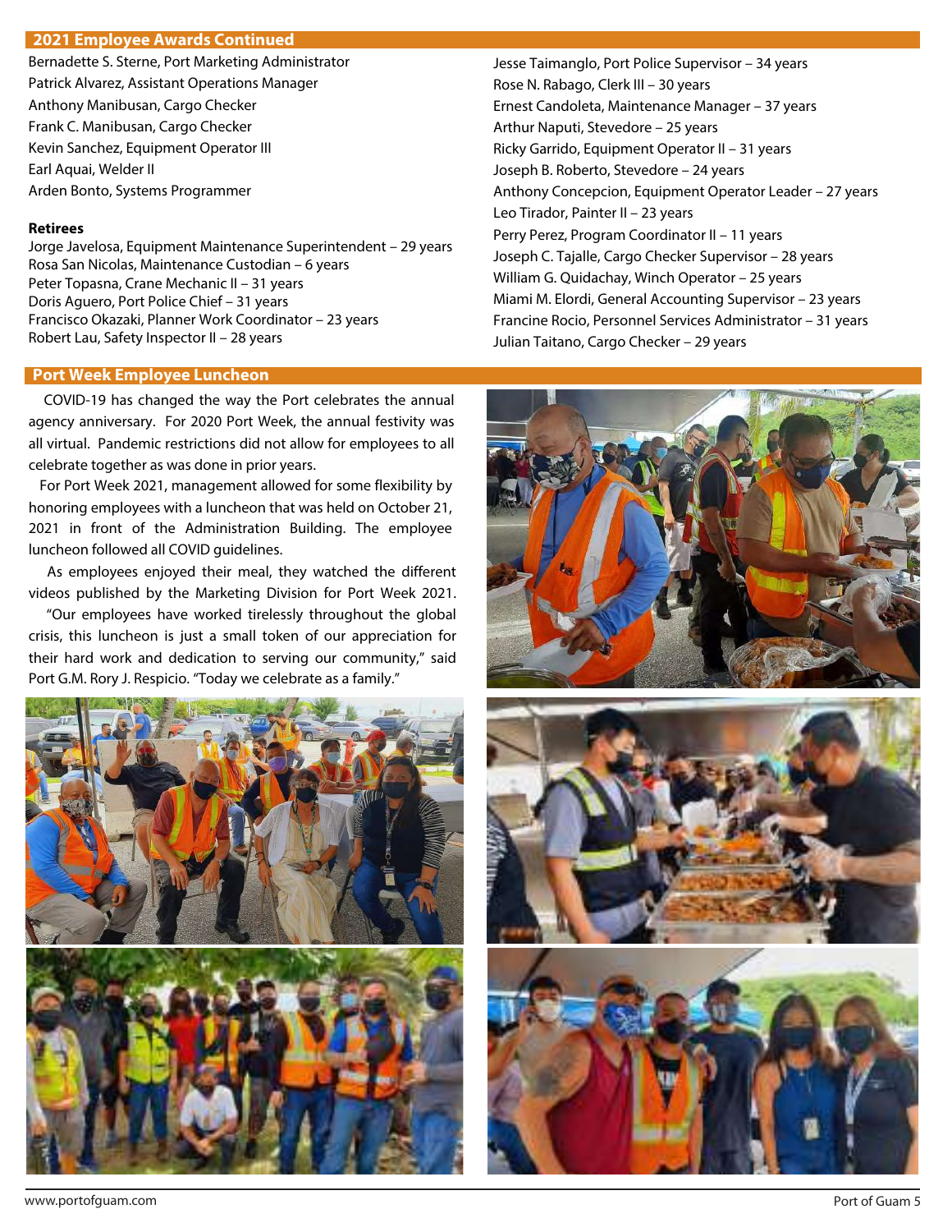## 2021 Employee Awards Continued

Bernadette S. Sterne, Port Marketing Administrator
Patrick Alvarez, Assistant Operations Manager
Anthony Manibusan, Cargo Checker
Frank C. Manibusan, Cargo Checker
Kevin Sanchez, Equipment Operator III
Earl Aquai, Welder II
Arden Bonto, Systems Programmer

**Retirees**

Jorge Javelosa, Equipment Maintenance Superintendent – 29 years
Rosa San Nicolas, Maintenance Custodian – 6 years
Peter Topasna, Crane Mechanic II – 31 years
Doris Aguero, Port Police Chief – 31 years
Francisco Okazaki, Planner Work Coordinator – 23 years
Robert Lau, Safety Inspector II – 28 years
Jesse Taimanglo, Port Police Supervisor – 34 years
Rose N. Rabago, Clerk III – 30 years
Ernest Candoleta, Maintenance Manager – 37 years
Arthur Naputi, Stevedore – 25 years
Ricky Garrido, Equipment Operator II – 31 years
Joseph B. Roberto, Stevedore – 24 years
Anthony Concepcion, Equipment Operator Leader – 27 years
Leo Tirador, Painter II – 23 years
Perry Perez, Program Coordinator II – 11 years
Joseph C. Tajalle, Cargo Checker Supervisor – 28 years
William G. Quidachay, Winch Operator – 25 years
Miami M. Elordi, General Accounting Supervisor – 23 years
Francine Rocio, Personnel Services Administrator – 31 years
Julian Taitano, Cargo Checker – 29 years

## Port Week Employee Luncheon

COVID-19 has changed the way the Port celebrates the annual agency anniversary. For 2020 Port Week, the annual festivity was all virtual. Pandemic restrictions did not allow for employees to all celebrate together as was done in prior years.

For Port Week 2021, management allowed for some flexibility by honoring employees with a luncheon that was held on October 21, 2021 in front of the Administration Building. The employee luncheon followed all COVID guidelines.

As employees enjoyed their meal, they watched the different videos published by the Marketing Division for Port Week 2021.

"Our employees have worked tirelessly throughout the global crisis, this luncheon is just a small token of our appreciation for their hard work and dedication to serving our community," said Port G.M. Rory J. Respicio. "Today we celebrate as a family."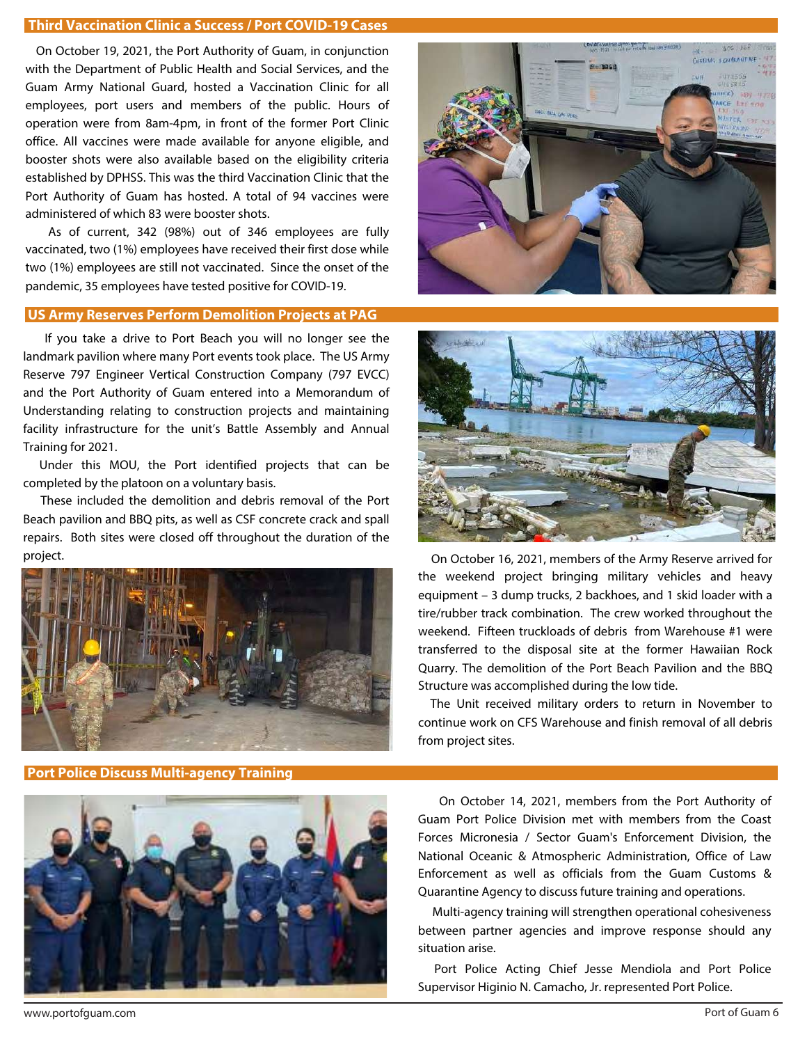## Third Vaccination Clinic a Success / Port COVID-19 Cases

On October 19, 2021, the Port Authority of Guam, in conjunction with the Department of Public Health and Social Services, and the Guam Army National Guard, hosted a Vaccination Clinic for all employees, port users and members of the public. Hours of operation were from 8am-4pm, in front of the former Port Clinic office. All vaccines were made available for anyone eligible, and booster shots were also available based on the eligibility criteria established by DPHSS. This was the third Vaccination Clinic that the Port Authority of Guam has hosted. A total of 94 vaccines were administered of which 83 were booster shots.

As of current, 342 (98%) out of 346 employees are fully vaccinated, two (1%) employees have received their first dose while two (1%) employees are still not vaccinated. Since the onset of the pandemic, 35 employees have tested positive for COVID-19.

## US Army Reserves Perform Demolition Projects at PAG

If you take a drive to Port Beach you will no longer see the landmark pavilion where many Port events took place. The US Army Reserve 797 Engineer Vertical Construction Company (797 EVCC) and the Port Authority of Guam entered into a Memorandum of Understanding relating to construction projects and maintaining facility infrastructure for the unit's Battle Assembly and Annual Training for 2021.

Under this MOU, the Port identified projects that can be completed by the platoon on a voluntary basis.

These included the demolition and debris removal of the Port Beach pavilion and BBQ pits, as well as CSF concrete crack and spall repairs. Both sites were closed off throughout the duration of the project.

On October 16, 2021, members of the Army Reserve arrived for the weekend project bringing military vehicles and heavy equipment – 3 dump trucks, 2 backhoes, and 1 skid loader with a tire/rubber track combination. The crew worked throughout the weekend. Fifteen truckloads of debris from Warehouse #1 were transferred to the disposal site at the former Hawaiian Rock Quarry. The demolition of the Port Beach Pavilion and the BBQ Structure was accomplished during the low tide.

The Unit received military orders to return in November to continue work on CFS Warehouse and finish removal of all debris from project sites.

## Port Police Discuss Multi-agency Training

On October 14, 2021, members from the Port Authority of Guam Port Police Division met with members from the Coast Forces Micronesia / Sector Guam's Enforcement Division, the National Oceanic & Atmospheric Administration, Office of Law Enforcement as well as officials from the Guam Customs & Quarantine Agency to discuss future training and operations.

Multi-agency training will strengthen operational cohesiveness between partner agencies and improve response should any situation arise.

Port Police Acting Chief Jesse Mendiola and Port Police Supervisor Higinio N. Camacho, Jr. represented Port Police.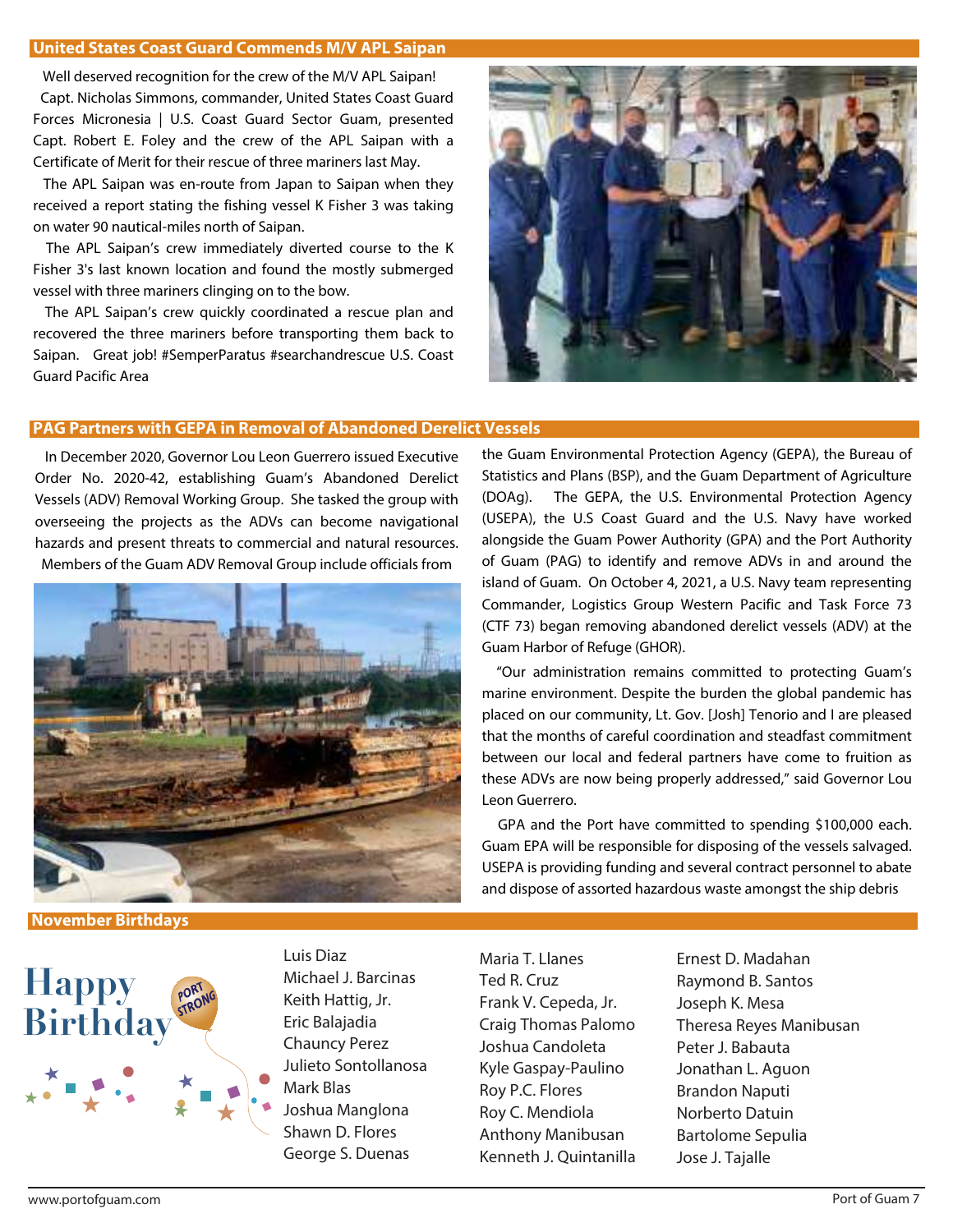## United States Coast Guard Commends M/V APL Saipan

Well deserved recognition for the crew of the M/V APL Saipan!

Capt. Nicholas Simmons, commander, United States Coast Guard Forces Micronesia | U.S. Coast Guard Sector Guam, presented Capt. Robert E. Foley and the crew of the APL Saipan with a Certificate of Merit for their rescue of three mariners last May.

The APL Saipan was en-route from Japan to Saipan when they received a report stating the fishing vessel K Fisher 3 was taking on water 90 nautical-miles north of Saipan.

The APL Saipan's crew immediately diverted course to the K Fisher 3's last known location and found the mostly submerged vessel with three mariners clinging on to the bow.

The APL Saipan's crew quickly coordinated a rescue plan and recovered the three mariners before transporting them back to Saipan. Great job! #SemperParatus #searchandrescue U.S. Coast Guard Pacific Area

## PAG Partners with GEPA in Removal of Abandoned Derelict Vessels

In December 2020, Governor Lou Leon Guerrero issued Executive Order No. 2020-42, establishing Guam's Abandoned Derelict Vessels (ADV) Removal Working Group. She tasked the group with overseeing the projects as the ADVs can become navigational hazards and present threats to commercial and natural resources. Members of the Guam ADV Removal Group include officials from the Guam Environmental Protection Agency (GEPA), the Bureau of Statistics and Plans (BSP), and the Guam Department of Agriculture (DOAg). The GEPA, the U.S. Environmental Protection Agency (USEPA), the U.S Coast Guard and the U.S. Navy have worked alongside the Guam Power Authority (GPA) and the Port Authority of Guam (PAG) to identify and remove ADVs in and around the island of Guam. On October 4, 2021, a U.S. Navy team representing Commander, Logistics Group Western Pacific and Task Force 73 (CTF 73) began removing abandoned derelict vessels (ADV) at the Guam Harbor of Refuge (GHOR).

"Our administration remains committed to protecting Guam's marine environment. Despite the burden the global pandemic has placed on our community, Lt. Gov. [Josh] Tenorio and I are pleased that the months of careful coordination and steadfast commitment between our local and federal partners have come to fruition as these ADVs are now being properly addressed," said Governor Lou Leon Guerrero.

GPA and the Port have committed to spending $100,000 each. Guam EPA will be responsible for disposing of the vessels salvaged. USEPA is providing funding and several contract personnel to abate and dispose of assorted hazardous waste amongst the ship debris

## November Birthdays

Happy Birthday — PORT STRONG

Luis Diaz
Michael J. Barcinas
Keith Hattig, Jr.
Eric Balajadia
Chauncy Perez
Julieto Sontollanosa
Mark Blas
Joshua Manglona
Shawn D. Flores
George S. Duenas
Maria T. Llanes
Ted R. Cruz
Frank V. Cepeda, Jr.
Craig Thomas Palomo
Joshua Candoleta
Kyle Gaspay-Paulino
Roy P.C. Flores
Roy C. Mendiola
Anthony Manibusan
Kenneth J. Quintanilla
Ernest D. Madahan
Raymond B. Santos
Joseph K. Mesa
Theresa Reyes Manibusan
Peter J. Babauta
Jonathan L. Aguon
Brandon Naputi
Norberto Datuin
Bartolome Sepulia
Jose J. Tajalle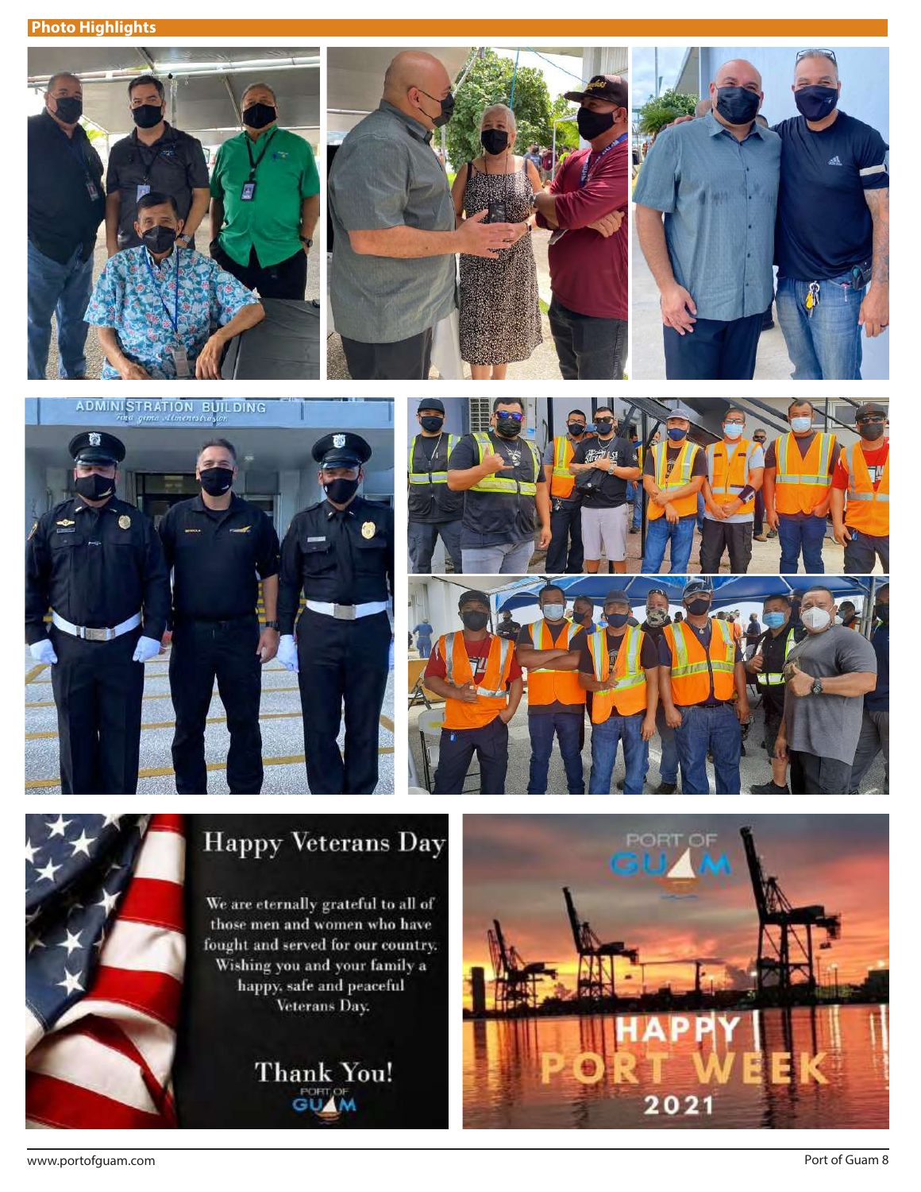## Photo Highlights

Happy Veterans Day

We are eternally grateful to all of those men and women who have fought and served for our country. Wishing you and your family a happy, safe and peaceful Veterans Day.

Thank You!

PORT OF GUAM

PORT OF GUAM

HAPPY PORT WEEK 2021